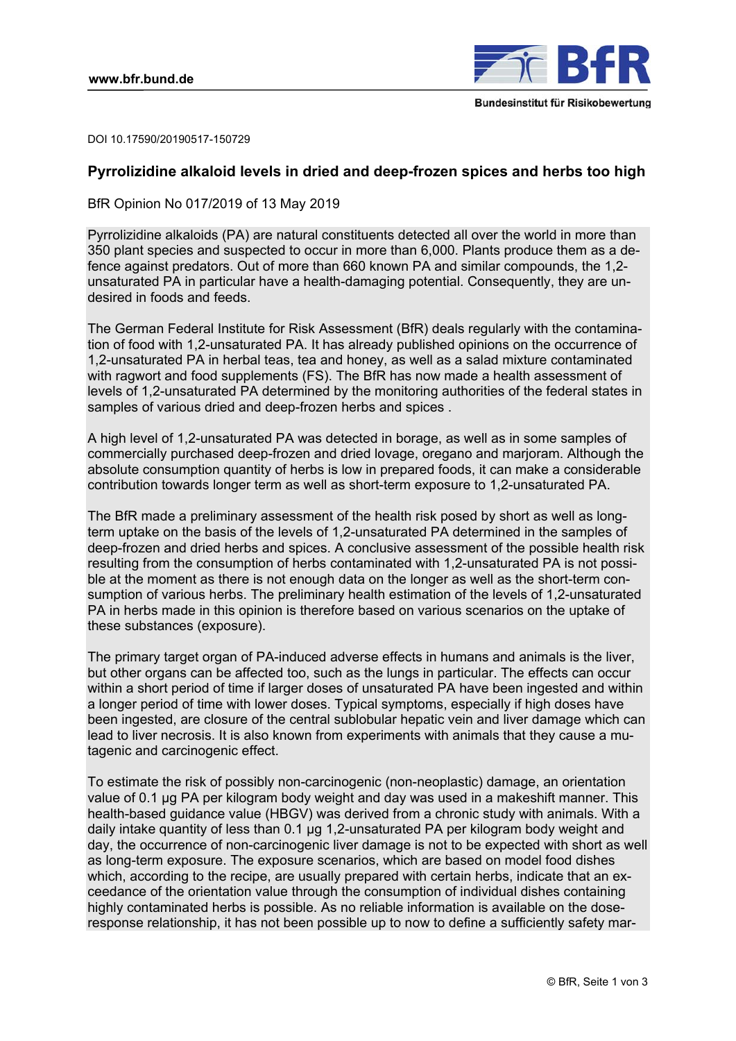DOI 10.17590/20190517-150729

# Pyrrolizidine alkaloid levels in dried and deep-frozen spices and herbs too high

BfR Opinion No 017/2019 of 13 May 2019

Pyrrolizidine alkaloids (PA) are natural constituents detected all over the world in more than 350 plant species and suspected to occur in more than 6,000. Plants produce them as a defence against predators. Out of more than 660 known PA and similar compounds, the 1,2-unsaturated PA in particular have a health-damaging potential. Consequently, they are undesired in foods and feeds.

The German Federal Institute for Risk Assessment (BfR) deals regularly with the contamination of food with 1,2-unsaturated PA. It has already published opinions on the occurrence of 1,2-unsaturated PA in herbal teas, tea and honey, as well as a salad mixture contaminated with ragwort and food supplements (FS). The BfR has now made a health assessment of levels of 1,2-unsaturated PA determined by the monitoring authorities of the federal states in samples of various dried and deep-frozen herbs and spices .

A high level of 1,2-unsaturated PA was detected in borage, as well as in some samples of commercially purchased deep-frozen and dried lovage, oregano and marjoram. Although the absolute consumption quantity of herbs is low in prepared foods, it can make a considerable contribution towards longer term as well as short-term exposure to 1,2-unsaturated PA.

The BfR made a preliminary assessment of the health risk posed by short as well as long-term uptake on the basis of the levels of 1,2-unsaturated PA determined in the samples of deep-frozen and dried herbs and spices. A conclusive assessment of the possible health risk resulting from the consumption of herbs contaminated with 1,2-unsaturated PA is not possible at the moment as there is not enough data on the longer as well as the short-term consumption of various herbs. The preliminary health estimation of the levels of 1,2-unsaturated PA in herbs made in this opinion is therefore based on various scenarios on the uptake of these substances (exposure).

The primary target organ of PA-induced adverse effects in humans and animals is the liver, but other organs can be affected too, such as the lungs in particular. The effects can occur within a short period of time if larger doses of unsaturated PA have been ingested and within a longer period of time with lower doses. Typical symptoms, especially if high doses have been ingested, are closure of the central sublobular hepatic vein and liver damage which can lead to liver necrosis. It is also known from experiments with animals that they cause a mutagenic and carcinogenic effect.

To estimate the risk of possibly non-carcinogenic (non-neoplastic) damage, an orientation value of 0.1 µg PA per kilogram body weight and day was used in a makeshift manner. This health-based guidance value (HBGV) was derived from a chronic study with animals. With a daily intake quantity of less than 0.1 µg 1,2-unsaturated PA per kilogram body weight and day, the occurrence of non-carcinogenic liver damage is not to be expected with short as well as long-term exposure. The exposure scenarios, which are based on model food dishes which, according to the recipe, are usually prepared with certain herbs, indicate that an exceedance of the orientation value through the consumption of individual dishes containing highly contaminated herbs is possible. As no reliable information is available on the dose-response relationship, it has not been possible up to now to define a sufficiently safety mar-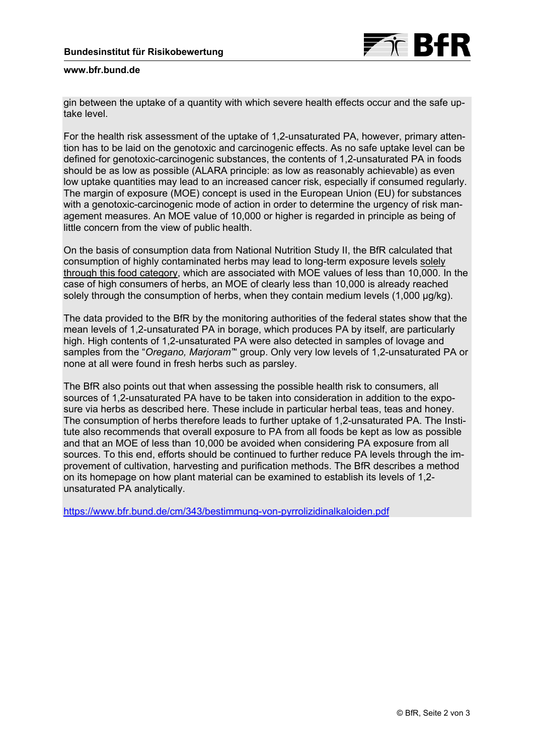gin between the uptake of a quantity with which severe health effects occur and the safe uptake level.

For the health risk assessment of the uptake of 1,2-unsaturated PA, however, primary attention has to be laid on the genotoxic and carcinogenic effects. As no safe uptake level can be defined for genotoxic-carcinogenic substances, the contents of 1,2-unsaturated PA in foods should be as low as possible (ALARA principle: as low as reasonably achievable) as even low uptake quantities may lead to an increased cancer risk, especially if consumed regularly. The margin of exposure (MOE) concept is used in the European Union (EU) for substances with a genotoxic-carcinogenic mode of action in order to determine the urgency of risk management measures. An MOE value of 10,000 or higher is regarded in principle as being of little concern from the view of public health.

On the basis of consumption data from National Nutrition Study II, the BfR calculated that consumption of highly contaminated herbs may lead to long-term exposure levels solely through this food category, which are associated with MOE values of less than 10,000. In the case of high consumers of herbs, an MOE of clearly less than 10,000 is already reached solely through the consumption of herbs, when they contain medium levels (1,000 µg/kg).

The data provided to the BfR by the monitoring authorities of the federal states show that the mean levels of 1,2-unsaturated PA in borage, which produces PA by itself, are particularly high. High contents of 1,2-unsaturated PA were also detected in samples of lovage and samples from the "*Oregano, Marjoram*" group. Only very low levels of 1,2-unsaturated PA or none at all were found in fresh herbs such as parsley.

The BfR also points out that when assessing the possible health risk to consumers, all sources of 1,2-unsaturated PA have to be taken into consideration in addition to the exposure via herbs as described here. These include in particular herbal teas, teas and honey. The consumption of herbs therefore leads to further uptake of 1,2-unsaturated PA. The Institute also recommends that overall exposure to PA from all foods be kept as low as possible and that an MOE of less than 10,000 be avoided when considering PA exposure from all sources. To this end, efforts should be continued to further reduce PA levels through the improvement of cultivation, harvesting and purification methods. The BfR describes a method on its homepage on how plant material can be examined to establish its levels of 1,2-unsaturated PA analytically.

https://www.bfr.bund.de/cm/343/bestimmung-von-pyrrolizidinalkaloiden.pdf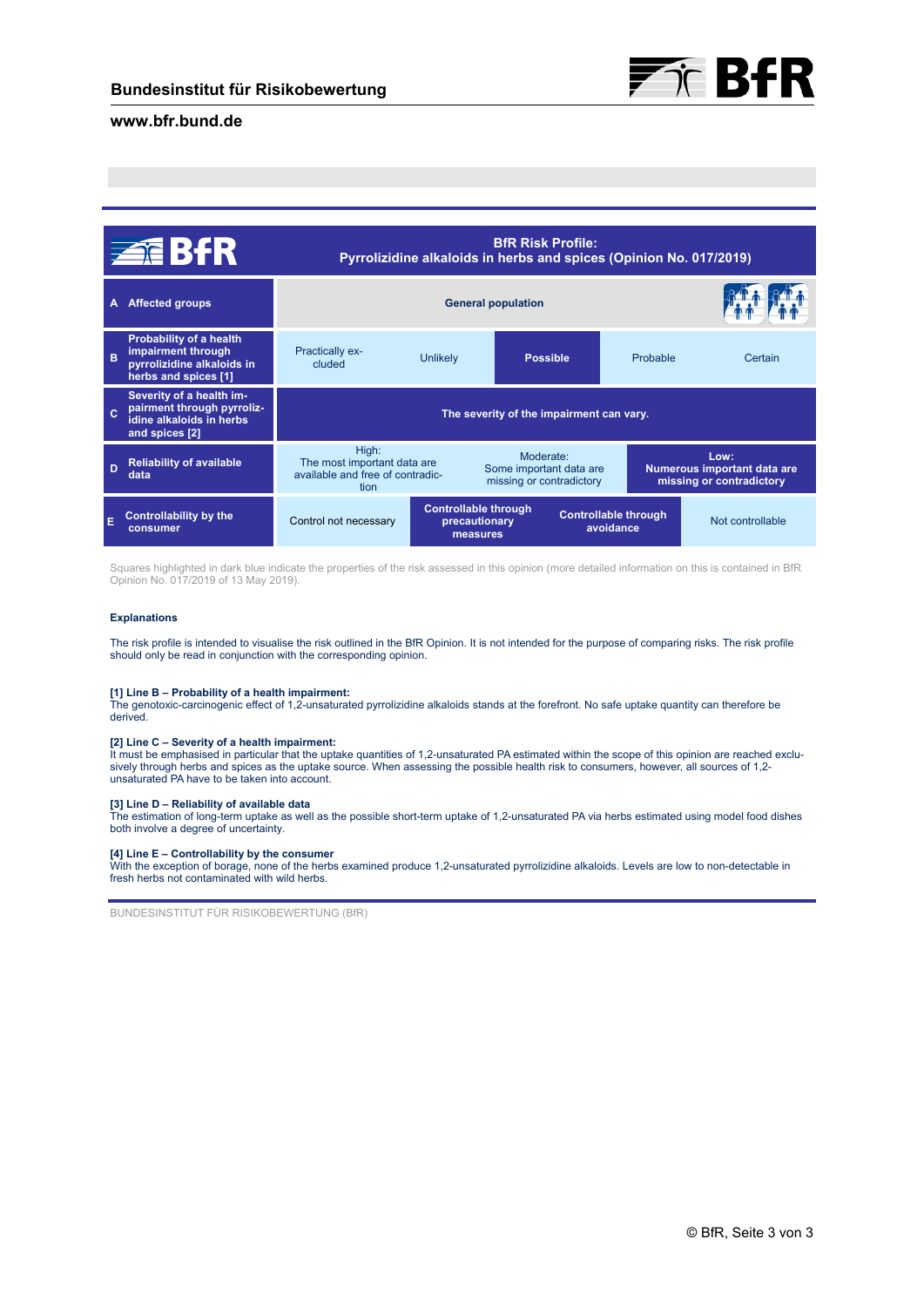| BfR Risk Profile: Pyrrolizidine alkaloids in herbs and spices (Opinion No. 017/2019) | | | | | |
|---|---|---|---|---|---|
| A Affected groups | General population | | | | |
| B Probability of a health impairment through pyrrolizidine alkaloids in herbs and spices [1] | Practically excluded | Unlikely | **Possible** | Probable | Certain |
| C Severity of a health impairment through pyrrolizidine alkaloids in herbs and spices [2] | **The severity of the impairment can vary.** | | | | |
| D Reliability of available data | High: The most important data are available and free of contradiction | Moderate: Some important data are missing or contradictory | **Low: Numerous important data are missing or contradictory** | | |
| E Controllability by the consumer | Control not necessary | **Controllable through precautionary measures** | **Controllable through avoidance** | Not controllable | |

Squares highlighted in dark blue indicate the properties of the risk assessed in this opinion (more detailed information on this is contained in BfR Opinion No. 017/2019 of 13 May 2019).

**Explanations**

The risk profile is intended to visualise the risk outlined in the BfR Opinion. It is not intended for the purpose of comparing risks. The risk profile should only be read in conjunction with the corresponding opinion.

**[1] Line B – Probability of a health impairment:**
The genotoxic-carcinogenic effect of 1,2-unsaturated pyrrolizidine alkaloids stands at the forefront. No safe uptake quantity can therefore be derived.

**[2] Line C – Severity of a health impairment:**
It must be emphasised in particular that the uptake quantities of 1,2-unsaturated PA estimated within the scope of this opinion are reached exclusively through herbs and spices as the uptake source. When assessing the possible health risk to consumers, however, all sources of 1,2-unsaturated PA have to be taken into account.

**[3] Line D – Reliability of available data**
The estimation of long-term uptake as well as the possible short-term uptake of 1,2-unsaturated PA via herbs estimated using model food dishes both involve a degree of uncertainty.

**[4] Line E – Controllability by the consumer**
With the exception of borage, none of the herbs examined produce 1,2-unsaturated pyrrolizidine alkaloids. Levels are low to non-detectable in fresh herbs not contaminated with wild herbs.

BUNDESINSTITUT FÜR RISIKOBEWERTUNG (BfR)